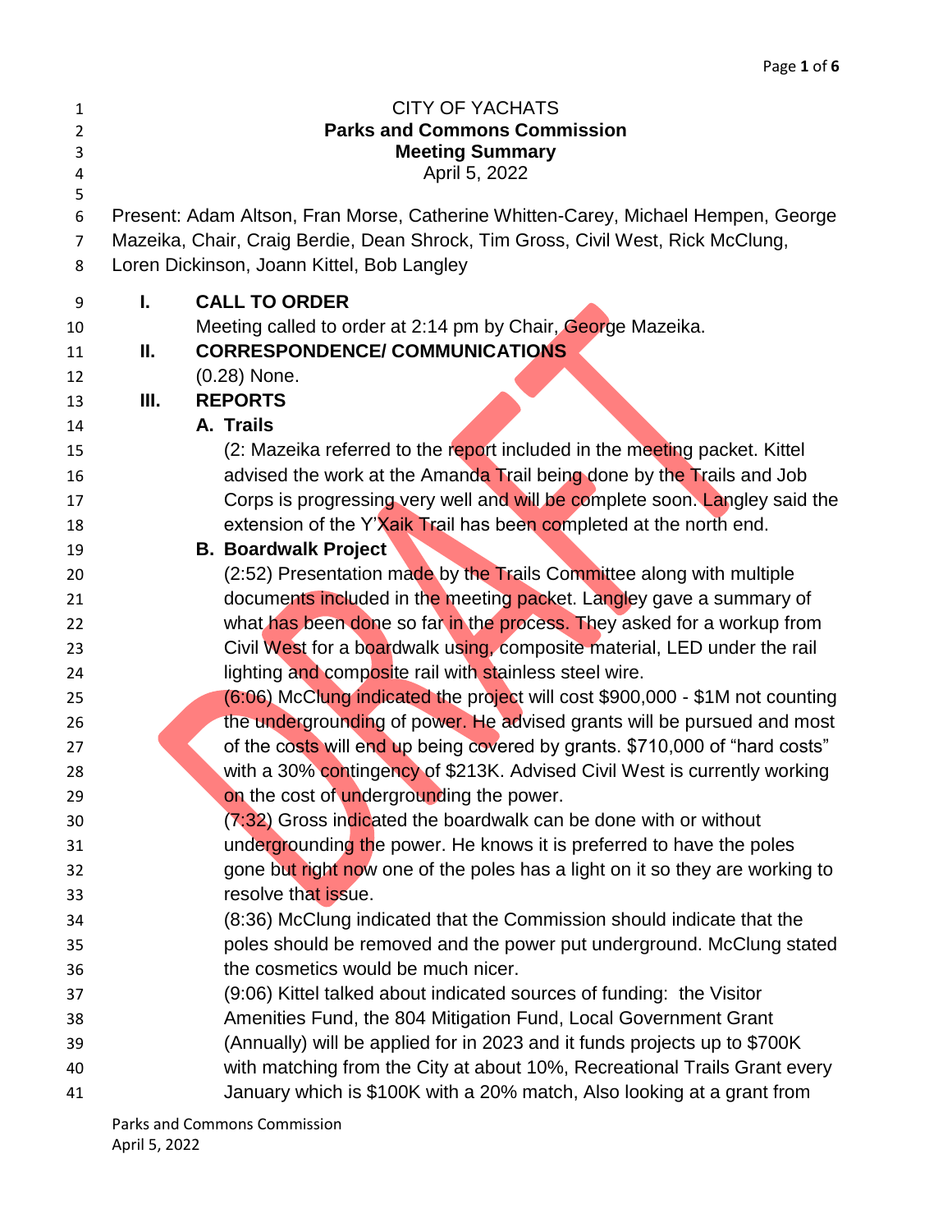CITY OF YACHATS

**Parks and Commons Commission**

**Meeting Summary**

April 5, 2022

Present: Adam Altson, Fran Morse, Catherine Whitten-Carey, Michael Hempen, George Mazeika, Chair, Craig Berdie, Dean Shrock, Tim Gross, Civil West, Rick McClung, Loren Dickinson, Joann Kittel, Bob Langley

**I. CALL TO ORDER**

Meeting called to order at 2:14 pm by Chair, George Mazeika.

**II. CORRESPONDENCE/ COMMUNICATIONS**

(0.28) None.

**III. REPORTS**

**A. Trails**

(2: Mazeika referred to the report included in the meeting packet. Kittel advised the work at the Amanda Trail being done by the Trails and Job Corps is progressing very well and will be complete soon. Langley said the extension of the Y'Xaik Trail has been completed at the north end.

**B. Boardwalk Project**

(2:52) Presentation made by the Trails Committee along with multiple documents included in the meeting packet. Langley gave a summary of what has been done so far in the process. They asked for a workup from Civil West for a boardwalk using, composite material, LED under the rail lighting and composite rail with stainless steel wire.

(6:06) McClung indicated the project will cost $900,000 - $1M not counting the undergrounding of power. He advised grants will be pursued and most of the costs will end up being covered by grants. $710,000 of "hard costs" with a 30% contingency of $213K. Advised Civil West is currently working on the cost of undergrounding the power.

(7:32) Gross indicated the boardwalk can be done with or without undergrounding the power. He knows it is preferred to have the poles gone but right now one of the poles has a light on it so they are working to resolve that issue.

(8:36) McClung indicated that the Commission should indicate that the poles should be removed and the power put underground. McClung stated the cosmetics would be much nicer.

(9:06) Kittel talked about indicated sources of funding: the Visitor Amenities Fund, the 804 Mitigation Fund, Local Government Grant (Annually) will be applied for in 2023 and it funds projects up to $700K with matching from the City at about 10%, Recreational Trails Grant every January which is $100K with a 20% match, Also looking at a grant from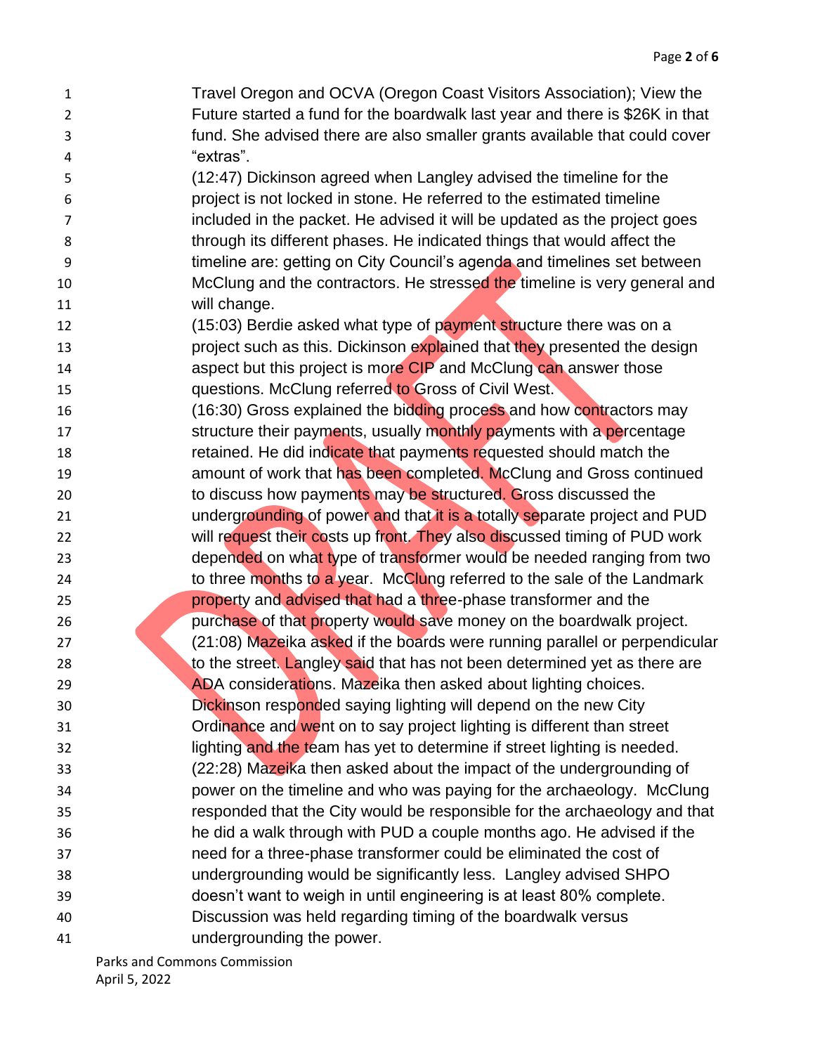Travel Oregon and OCVA (Oregon Coast Visitors Association); View the Future started a fund for the boardwalk last year and there is $26K in that fund. She advised there are also smaller grants available that could cover "extras".

(12:47) Dickinson agreed when Langley advised the timeline for the project is not locked in stone. He referred to the estimated timeline included in the packet. He advised it will be updated as the project goes through its different phases. He indicated things that would affect the timeline are: getting on City Council's agenda and timelines set between McClung and the contractors. He stressed the timeline is very general and will change.

(15:03) Berdie asked what type of payment structure there was on a project such as this. Dickinson explained that they presented the design aspect but this project is more CIP and McClung can answer those questions. McClung referred to Gross of Civil West.

(16:30) Gross explained the bidding process and how contractors may structure their payments, usually monthly payments with a percentage retained. He did indicate that payments requested should match the amount of work that has been completed. McClung and Gross continued to discuss how payments may be structured. Gross discussed the undergrounding of power and that it is a totally separate project and PUD will request their costs up front. They also discussed timing of PUD work depended on what type of transformer would be needed ranging from two to three months to a year. McClung referred to the sale of the Landmark property and advised that had a three-phase transformer and the purchase of that property would save money on the boardwalk project.

(21:08) Mazeika asked if the boards were running parallel or perpendicular to the street. Langley said that has not been determined yet as there are ADA considerations. Mazeika then asked about lighting choices. Dickinson responded saying lighting will depend on the new City Ordinance and went on to say project lighting is different than street lighting and the team has yet to determine if street lighting is needed.

(22:28) Mazeika then asked about the impact of the undergrounding of power on the timeline and who was paying for the archaeology. McClung responded that the City would be responsible for the archaeology and that he did a walk through with PUD a couple months ago. He advised if the need for a three-phase transformer could be eliminated the cost of undergrounding would be significantly less. Langley advised SHPO doesn't want to weigh in until engineering is at least 80% complete. Discussion was held regarding timing of the boardwalk versus undergrounding the power.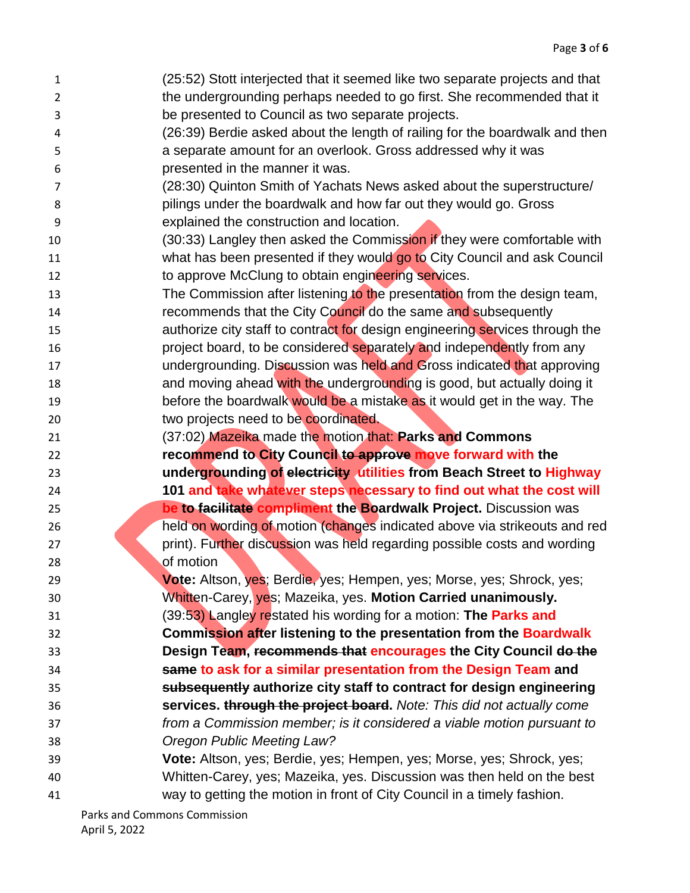(25:52) Stott interjected that it seemed like two separate projects and that the undergrounding perhaps needed to go first. She recommended that it be presented to Council as two separate projects.

(26:39) Berdie asked about the length of railing for the boardwalk and then a separate amount for an overlook. Gross addressed why it was presented in the manner it was.

(28:30) Quinton Smith of Yachats News asked about the superstructure/ pilings under the boardwalk and how far out they would go. Gross explained the construction and location.

(30:33) Langley then asked the Commission if they were comfortable with what has been presented if they would go to City Council and ask Council to approve McClung to obtain engineering services.

The Commission after listening to the presentation from the design team, recommends that the City Council do the same and subsequently authorize city staff to contract for design engineering services through the project board, to be considered separately and independently from any undergrounding. Discussion was held and Gross indicated that approving and moving ahead with the undergrounding is good, but actually doing it before the boardwalk would be a mistake as it would get in the way. The two projects need to be coordinated.

(37:02) Mazeika made the motion that: **Parks and Commons recommend to City Council ~~to approve~~ move forward with the undergrounding of ~~electricity~~ utilities from Beach Street to Highway 101 and take whatever steps necessary to find out what the cost will be to ~~facilitate~~ compliment the Boardwalk Project.** Discussion was held on wording of motion (changes indicated above via strikeouts and red print). Further discussion was held regarding possible costs and wording of motion

**Vote:** Altson, yes; Berdie, yes; Hempen, yes; Morse, yes; Shrock, yes; Whitten-Carey, yes; Mazeika, yes. **Motion Carried unanimously.**

(39:53) Langley restated his wording for a motion: **The Parks and Commission after listening to the presentation from the Boardwalk Design Team, ~~recommends that~~ encourages the City Council ~~do the same~~ to ask for a similar presentation from the Design Team and ~~subsequently~~ authorize city staff to contract for design engineering services. ~~through the project board.~~** *Note: This did not actually come from a Commission member; is it considered a viable motion pursuant to Oregon Public Meeting Law?*

**Vote:** Altson, yes; Berdie, yes; Hempen, yes; Morse, yes; Shrock, yes; Whitten-Carey, yes; Mazeika, yes. Discussion was then held on the best way to getting the motion in front of City Council in a timely fashion.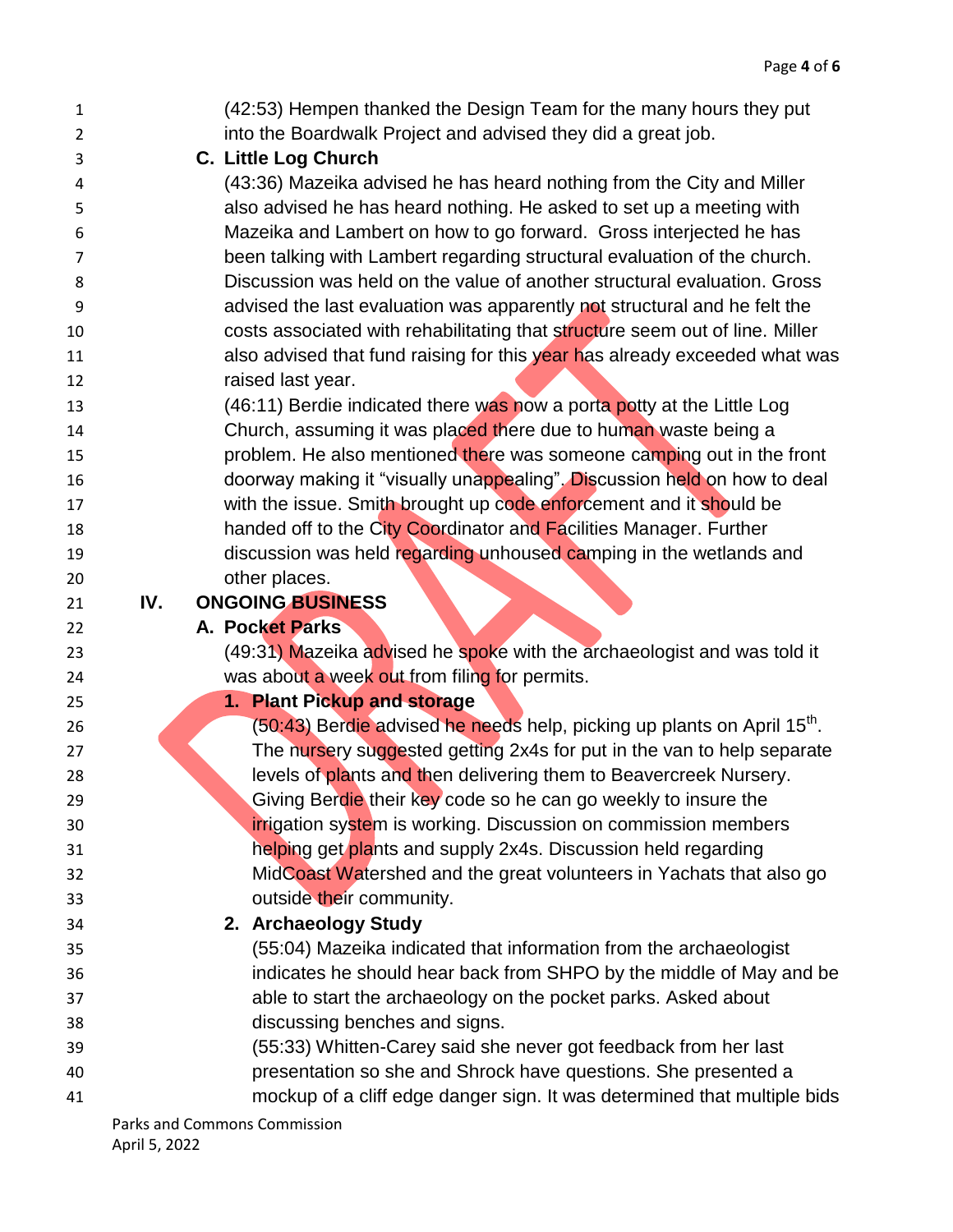(42:53) Hempen thanked the Design Team for the many hours they put into the Boardwalk Project and advised they did a great job.

### C. Little Log Church

(43:36) Mazeika advised he has heard nothing from the City and Miller also advised he has heard nothing. He asked to set up a meeting with Mazeika and Lambert on how to go forward. Gross interjected he has been talking with Lambert regarding structural evaluation of the church. Discussion was held on the value of another structural evaluation. Gross advised the last evaluation was apparently not structural and he felt the costs associated with rehabilitating that structure seem out of line. Miller also advised that fund raising for this year has already exceeded what was raised last year.

(46:11) Berdie indicated there was now a porta potty at the Little Log Church, assuming it was placed there due to human waste being a problem. He also mentioned there was someone camping out in the front doorway making it "visually unappealing". Discussion held on how to deal with the issue. Smith brought up code enforcement and it should be handed off to the City Coordinator and Facilities Manager. Further discussion was held regarding unhoused camping in the wetlands and other places.

## IV. ONGOING BUSINESS

### A. Pocket Parks

(49:31) Mazeika advised he spoke with the archaeologist and was told it was about a week out from filing for permits.

#### 1. Plant Pickup and storage

(50:43) Berdie advised he needs help, picking up plants on April 15th. The nursery suggested getting 2x4s for put in the van to help separate levels of plants and then delivering them to Beavercreek Nursery. Giving Berdie their key code so he can go weekly to insure the irrigation system is working. Discussion on commission members helping get plants and supply 2x4s. Discussion held regarding MidCoast Watershed and the great volunteers in Yachats that also go outside their community.

#### 2. Archaeology Study

(55:04) Mazeika indicated that information from the archaeologist indicates he should hear back from SHPO by the middle of May and be able to start the archaeology on the pocket parks. Asked about discussing benches and signs.

(55:33) Whitten-Carey said she never got feedback from her last presentation so she and Shrock have questions. She presented a mockup of a cliff edge danger sign. It was determined that multiple bids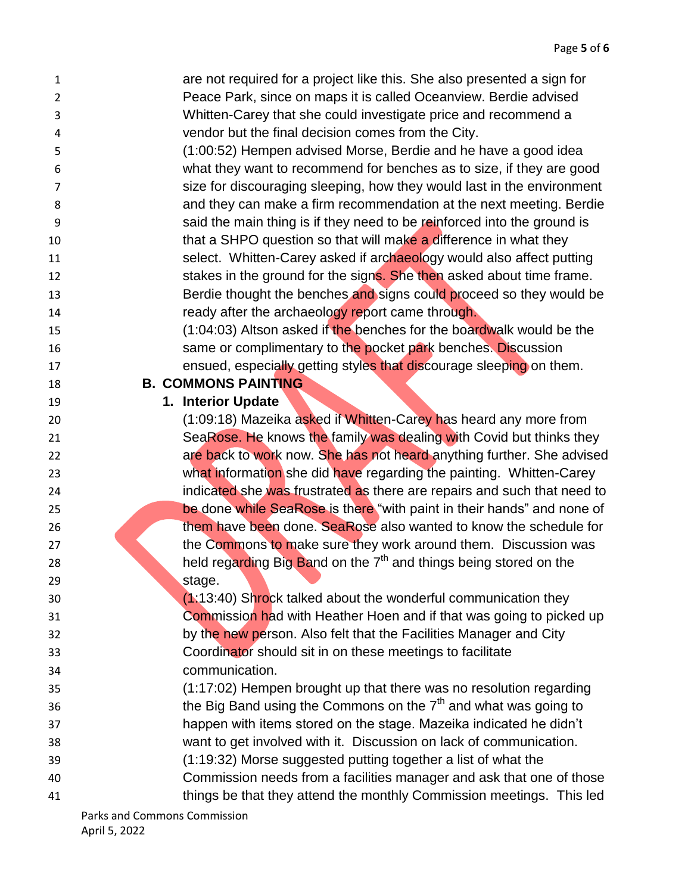are not required for a project like this. She also presented a sign for Peace Park, since on maps it is called Oceanview. Berdie advised Whitten-Carey that she could investigate price and recommend a vendor but the final decision comes from the City.

(1:00:52) Hempen advised Morse, Berdie and he have a good idea what they want to recommend for benches as to size, if they are good size for discouraging sleeping, how they would last in the environment and they can make a firm recommendation at the next meeting. Berdie said the main thing is if they need to be reinforced into the ground is that a SHPO question so that will make a difference in what they select. Whitten-Carey asked if archaeology would also affect putting stakes in the ground for the signs. She then asked about time frame. Berdie thought the benches and signs could proceed so they would be ready after the archaeology report came through.

(1:04:03) Altson asked if the benches for the boardwalk would be the same or complimentary to the pocket park benches. Discussion ensued, especially getting styles that discourage sleeping on them.

**B. COMMONS PAINTING**

**1. Interior Update**

(1:09:18) Mazeika asked if Whitten-Carey has heard any more from SeaRose. He knows the family was dealing with Covid but thinks they are back to work now. She has not heard anything further. She advised what information she did have regarding the painting. Whitten-Carey indicated she was frustrated as there are repairs and such that need to be done while SeaRose is there "with paint in their hands" and none of them have been done. SeaRose also wanted to know the schedule for the Commons to make sure they work around them. Discussion was held regarding Big Band on the 7th and things being stored on the stage.

(1:13:40) Shrock talked about the wonderful communication they Commission had with Heather Hoen and if that was going to picked up by the new person. Also felt that the Facilities Manager and City Coordinator should sit in on these meetings to facilitate communication.

(1:17:02) Hempen brought up that there was no resolution regarding the Big Band using the Commons on the 7th and what was going to happen with items stored on the stage. Mazeika indicated he didn't want to get involved with it. Discussion on lack of communication.

(1:19:32) Morse suggested putting together a list of what the Commission needs from a facilities manager and ask that one of those things be that they attend the monthly Commission meetings. This led

Parks and Commons Commission
April 5, 2022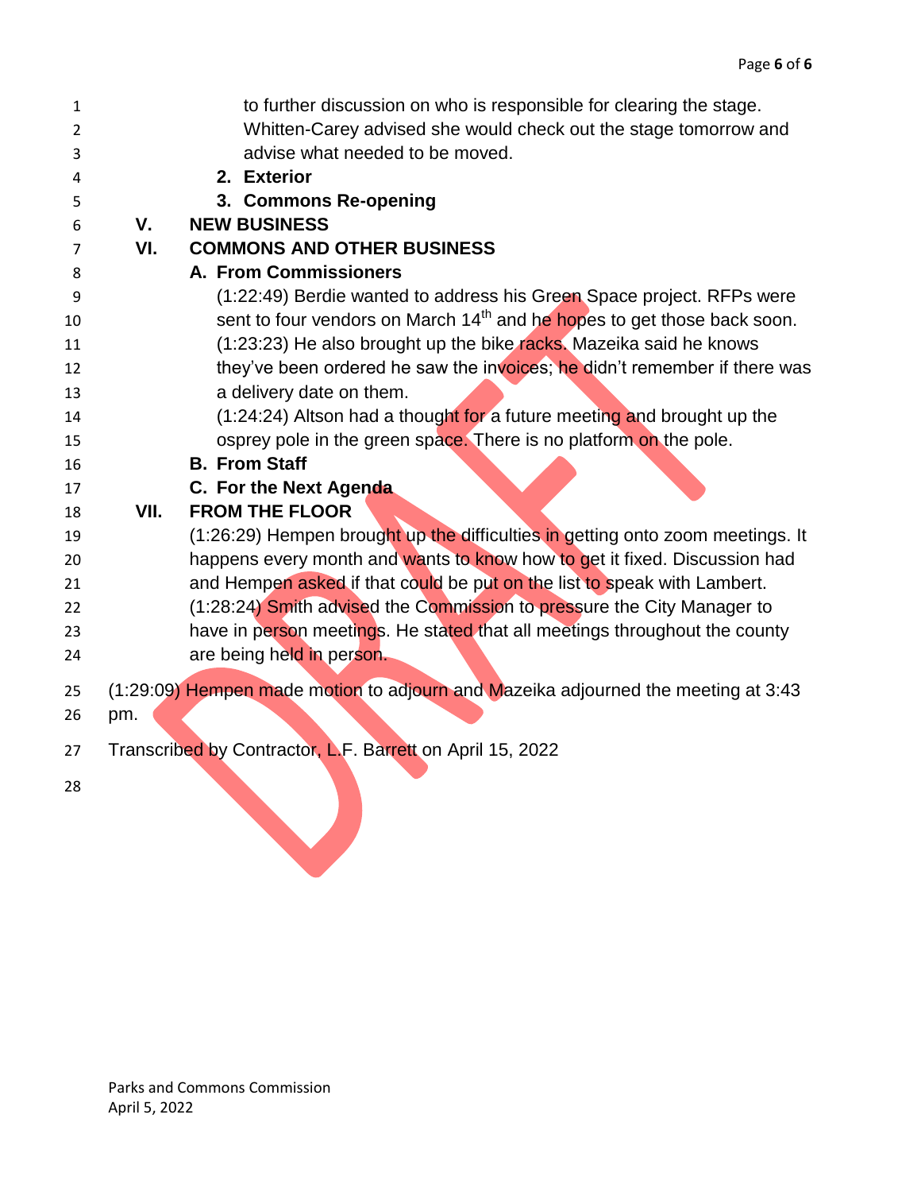to further discussion on who is responsible for clearing the stage. Whitten-Carey advised she would check out the stage tomorrow and advise what needed to be moved.

2. **Exterior**
3. **Commons Re-opening**

## V. NEW BUSINESS

## VI. COMMONS AND OTHER BUSINESS

### A. From Commissioners

(1:22:49) Berdie wanted to address his Green Space project. RFPs were sent to four vendors on March 14th and he hopes to get those back soon.

(1:23:23) He also brought up the bike racks. Mazeika said he knows they've been ordered he saw the invoices; he didn't remember if there was a delivery date on them.

(1:24:24) Altson had a thought for a future meeting and brought up the osprey pole in the green space. There is no platform on the pole.

### B. From Staff

### C. For the Next Agenda

## VII. FROM THE FLOOR

(1:26:29) Hempen brought up the difficulties in getting onto zoom meetings. It happens every month and wants to know how to get it fixed. Discussion had and Hempen asked if that could be put on the list to speak with Lambert.

(1:28:24) Smith advised the Commission to pressure the City Manager to have in person meetings. He stated that all meetings throughout the county are being held in person.

(1:29:09) Hempen made motion to adjourn and Mazeika adjourned the meeting at 3:43 pm.

Transcribed by Contractor, L.F. Barrett on April 15, 2022